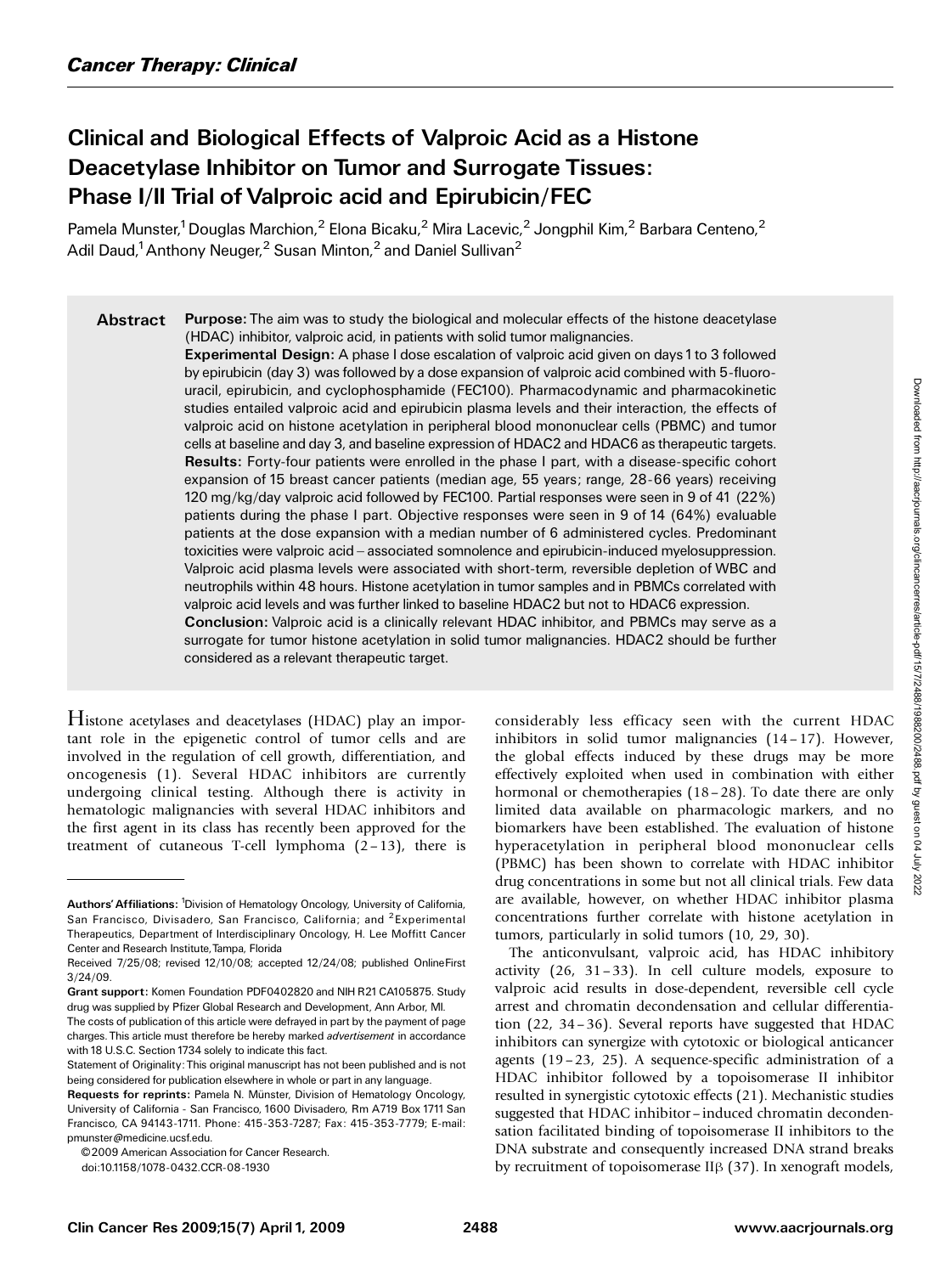*Cancer Therapy: Clinical*

# Clinical and Biological Effects of Valproic Acid as a Histone Deacetylase Inhibitor on Tumor and Surrogate Tissues: Phase I/II Trial of Valproic acid and Epirubicin/FEC

Pamela Munster,[1] Douglas Marchion,[2] Elona Bicaku,[2] Mira Lacevic,[2] Jongphil Kim,[2] Barbara Centeno,[2] Adil Daud,[1] Anthony Neuger,[2] Susan Minton,[2] and Daniel Sullivan[2]

## Abstract

**Purpose:** The aim was to study the biological and molecular effects of the histone deacetylase (HDAC) inhibitor, valproic acid, in patients with solid tumor malignancies.

**Experimental Design:** A phase I dose escalation of valproic acid given on days 1 to 3 followed by epirubicin (day 3) was followed by a dose expansion of valproic acid combined with 5-fluorouracil, epirubicin, and cyclophosphamide (FEC100). Pharmacodynamic and pharmacokinetic studies entailed valproic acid and epirubicin plasma levels and their interaction, the effects of valproic acid on histone acetylation in peripheral blood mononuclear cells (PBMC) and tumor cells at baseline and day 3, and baseline expression of HDAC2 and HDAC6 as therapeutic targets.

**Results:** Forty-four patients were enrolled in the phase I part, with a disease-specific cohort expansion of 15 breast cancer patients (median age, 55 years; range, 28-66 years) receiving 120 mg/kg/day valproic acid followed by FEC100. Partial responses were seen in 9 of 41 (22%) patients during the phase I part. Objective responses were seen in 9 of 14 (64%) evaluable patients at the dose expansion with a median number of 6 administered cycles. Predominant toxicities were valproic acid – associated somnolence and epirubicin-induced myelosuppression. Valproic acid plasma levels were associated with short-term, reversible depletion of WBC and neutrophils within 48 hours. Histone acetylation in tumor samples and in PBMCs correlated with valproic acid levels and was further linked to baseline HDAC2 but not to HDAC6 expression.

**Conclusion:** Valproic acid is a clinically relevant HDAC inhibitor, and PBMCs may serve as a surrogate for tumor histone acetylation in solid tumor malignancies. HDAC2 should be further considered as a relevant therapeutic target.

Histone acetylases and deacetylases (HDAC) play an important role in the epigenetic control of tumor cells and are involved in the regulation of cell growth, differentiation, and oncogenesis (1). Several HDAC inhibitors are currently undergoing clinical testing. Although there is activity in hematologic malignancies with several HDAC inhibitors and the first agent in its class has recently been approved for the treatment of cutaneous T-cell lymphoma (2 – 13), there is considerably less efficacy seen with the current HDAC inhibitors in solid tumor malignancies (14 – 17). However, the global effects induced by these drugs may be more effectively exploited when used in combination with either hormonal or chemotherapies (18 – 28). To date there are only limited data available on pharmacologic markers, and no biomarkers have been established. The evaluation of histone hyperacetylation in peripheral blood mononuclear cells (PBMC) has been shown to correlate with HDAC inhibitor drug concentrations in some but not all clinical trials. Few data are available, however, on whether HDAC inhibitor plasma concentrations further correlate with histone acetylation in tumors, particularly in solid tumors (10, 29, 30).

The anticonvulsant, valproic acid, has HDAC inhibitory activity (26, 31 – 33). In cell culture models, exposure to valproic acid results in dose-dependent, reversible cell cycle arrest and chromatin decondensation and cellular differentiation (22, 34 – 36). Several reports have suggested that HDAC inhibitors can synergize with cytotoxic or biological anticancer agents (19 – 23, 25). A sequence-specific administration of a HDAC inhibitor followed by a topoisomerase II inhibitor resulted in synergistic cytotoxic effects (21). Mechanistic studies suggested that HDAC inhibitor – induced chromatin decondensation facilitated binding of topoisomerase II inhibitors to the DNA substrate and consequently increased DNA strand breaks by recruitment of topoisomerase IIβ (37). In xenograft models,

---

**Authors' Affiliations:** [1]Division of Hematology Oncology, University of California, San Francisco, Divisadero, San Francisco, California; and [2]Experimental Therapeutics, Department of Interdisciplinary Oncology, H. Lee Moffitt Cancer Center and Research Institute, Tampa, Florida

Received 7/25/08; revised 12/10/08; accepted 12/24/08; published OnlineFirst 3/24/09.

**Grant support:** Komen Foundation PDF0402820 and NIH R21 CA105875. Study drug was supplied by Pfizer Global Research and Development, Ann Arbor, MI.

The costs of publication of this article were defrayed in part by the payment of page charges. This article must therefore be hereby marked *advertisement* in accordance with 18 U.S.C. Section 1734 solely to indicate this fact.

Statement of Originality: This original manuscript has not been published and is not being considered for publication elsewhere in whole or in part in any language.

**Requests for reprints:** Pamela N. Münster, Division of Hematology Oncology, University of California - San Francisco, 1600 Divisadero, Rm A719 Box 1711 San Francisco, CA 94143-1711. Phone: 415-353-7287; Fax: 415-353-7779; E-mail: pmunster@medicine.ucsf.edu.

©2009 American Association for Cancer Research.

doi:10.1158/1078-0432.CCR-08-1930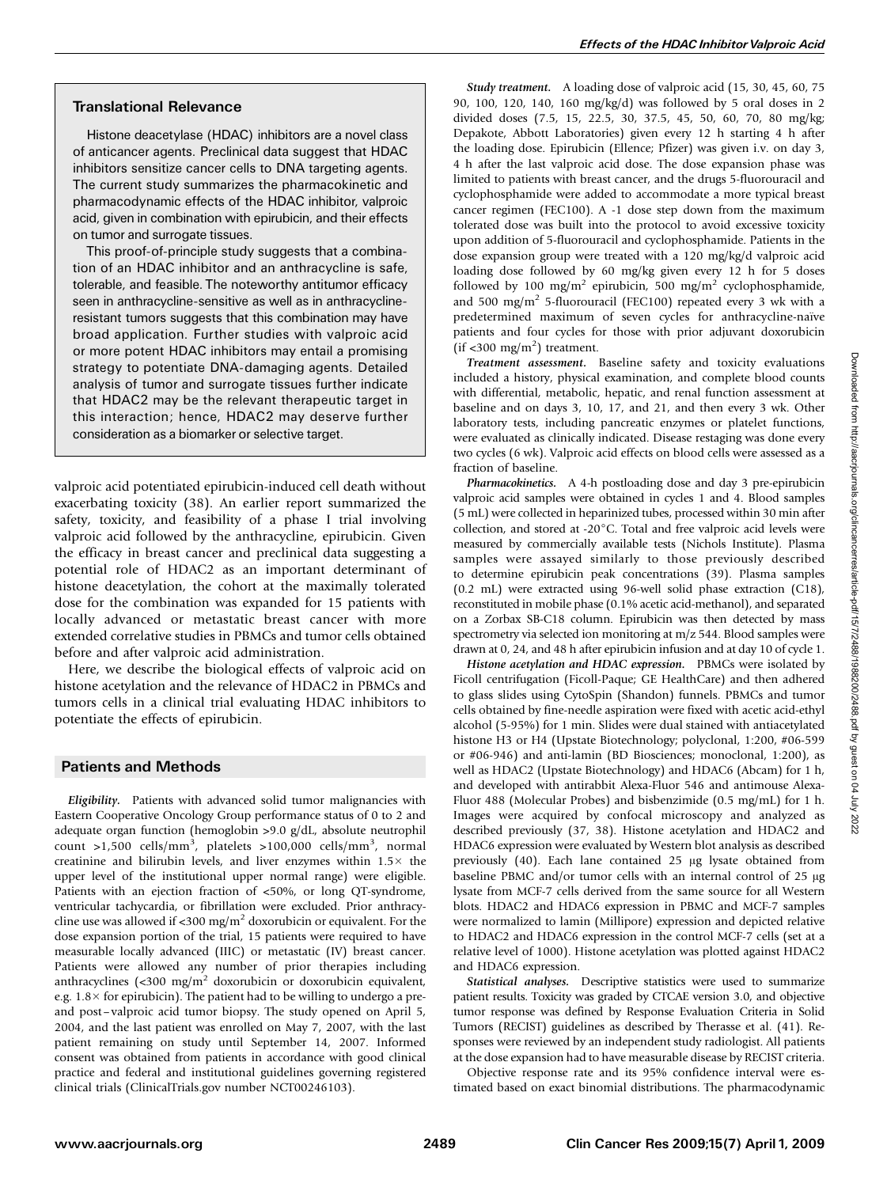## Translational Relevance

Histone deacetylase (HDAC) inhibitors are a novel class of anticancer agents. Preclinical data suggest that HDAC inhibitors sensitize cancer cells to DNA targeting agents. The current study summarizes the pharmacokinetic and pharmacodynamic effects of the HDAC inhibitor, valproic acid, given in combination with epirubicin, and their effects on tumor and surrogate tissues.

This proof-of-principle study suggests that a combination of an HDAC inhibitor and an anthracycline is safe, tolerable, and feasible. The noteworthy antitumor efficacy seen in anthracycline-sensitive as well as in anthracycline-resistant tumors suggests that this combination may have broad application. Further studies with valproic acid or more potent HDAC inhibitors may entail a promising strategy to potentiate DNA-damaging agents. Detailed analysis of tumor and surrogate tissues further indicate that HDAC2 may be the relevant therapeutic target in this interaction; hence, HDAC2 may deserve further consideration as a biomarker or selective target.

valproic acid potentiated epirubicin-induced cell death without exacerbating toxicity (38). An earlier report summarized the safety, toxicity, and feasibility of a phase I trial involving valproic acid followed by the anthracycline, epirubicin. Given the efficacy in breast cancer and preclinical data suggesting a potential role of HDAC2 as an important determinant of histone deacetylation, the cohort at the maximally tolerated dose for the combination was expanded for 15 patients with locally advanced or metastatic breast cancer with more extended correlative studies in PBMCs and tumor cells obtained before and after valproic acid administration.

Here, we describe the biological effects of valproic acid on histone acetylation and the relevance of HDAC2 in PBMCs and tumors cells in a clinical trial evaluating HDAC inhibitors to potentiate the effects of epirubicin.

## Patients and Methods

***Eligibility.*** Patients with advanced solid tumor malignancies with Eastern Cooperative Oncology Group performance status of 0 to 2 and adequate organ function (hemoglobin >9.0 g/dL, absolute neutrophil count >1,500 cells/mm$^3$, platelets >100,000 cells/mm$^3$, normal creatinine and bilirubin levels, and liver enzymes within 1.5× the upper level of the institutional upper normal range) were eligible. Patients with an ejection fraction of <50%, or long QT-syndrome, ventricular tachycardia, or fibrillation were excluded. Prior anthracycline use was allowed if <300 mg/m$^2$ doxorubicin or equivalent. For the dose expansion portion of the trial, 15 patients were required to have measurable locally advanced (IIIC) or metastatic (IV) breast cancer. Patients were allowed any number of prior therapies including anthracyclines (<300 mg/m$^2$ doxorubicin or doxorubicin equivalent, e.g. 1.8× for epirubicin). The patient had to be willing to undergo a pre- and post–valproic acid tumor biopsy. The study opened on April 5, 2004, and the last patient was enrolled on May 7, 2007, with the last patient remaining on study until September 14, 2007. Informed consent was obtained from patients in accordance with good clinical practice and federal and institutional guidelines governing registered clinical trials (ClinicalTrials.gov number NCT00246103).

***Study treatment.*** A loading dose of valproic acid (15, 30, 45, 60, 75 90, 100, 120, 140, 160 mg/kg/d) was followed by 5 oral doses in 2 divided doses (7.5, 15, 22.5, 30, 37.5, 45, 50, 60, 70, 80 mg/kg; Depakote, Abbott Laboratories) given every 12 h starting 4 h after the loading dose. Epirubicin (Ellence; Pfizer) was given i.v. on day 3, 4 h after the last valproic acid dose. The dose expansion phase was limited to patients with breast cancer, and the drugs 5-fluorouracil and cyclophosphamide were added to accommodate a more typical breast cancer regimen (FEC100). A -1 dose step down from the maximum tolerated dose was built into the protocol to avoid excessive toxicity upon addition of 5-fluorouracil and cyclophosphamide. Patients in the dose expansion group were treated with a 120 mg/kg/d valproic acid loading dose followed by 60 mg/kg given every 12 h for 5 doses followed by 100 mg/m$^2$ epirubicin, 500 mg/m$^2$ cyclophosphamide, and 500 mg/m$^2$ 5-fluorouracil (FEC100) repeated every 3 wk with a predetermined maximum of seven cycles for anthracycline-naïve patients and four cycles for those with prior adjuvant doxorubicin (if <300 mg/m$^2$) treatment.

***Treatment assessment.*** Baseline safety and toxicity evaluations included a history, physical examination, and complete blood counts with differential, metabolic, hepatic, and renal function assessment at baseline and on days 3, 10, 17, and 21, and then every 3 wk. Other laboratory tests, including pancreatic enzymes or platelet functions, were evaluated as clinically indicated. Disease restaging was done every two cycles (6 wk). Valproic acid effects on blood cells were assessed as a fraction of baseline.

***Pharmacokinetics.*** A 4-h postloading dose and day 3 pre-epirubicin valproic acid samples were obtained in cycles 1 and 4. Blood samples (5 mL) were collected in heparinized tubes, processed within 30 min after collection, and stored at -20°C. Total and free valproic acid levels were measured by commercially available tests (Nichols Institute). Plasma samples were assayed similarly to those previously described to determine epirubicin peak concentrations (39). Plasma samples (0.2 mL) were extracted using 96-well solid phase extraction (C18), reconstituted in mobile phase (0.1% acetic acid-methanol), and separated on a Zorbax SB-C18 column. Epirubicin was then detected by mass spectrometry via selected ion monitoring at m/z 544. Blood samples were drawn at 0, 24, and 48 h after epirubicin infusion and at day 10 of cycle 1.

***Histone acetylation and HDAC expression.*** PBMCs were isolated by Ficoll centrifugation (Ficoll-Paque; GE HealthCare) and then adhered to glass slides using CytoSpin (Shandon) funnels. PBMCs and tumor cells obtained by fine-needle aspiration were fixed with acetic acid-ethyl alcohol (5-95%) for 1 min. Slides were dual stained with antiacetylated histone H3 or H4 (Upstate Biotechnology; polyclonal, 1:200, #06-599 or #06-946) and anti-lamin (BD Biosciences; monoclonal, 1:200), as well as HDAC2 (Upstate Biotechnology) and HDAC6 (Abcam) for 1 h, and developed with antirabbit Alexa-Fluor 546 and antimouse Alexa-Fluor 488 (Molecular Probes) and bisbenzimide (0.5 mg/mL) for 1 h. Images were acquired by confocal microscopy and analyzed as described previously (37, 38). Histone acetylation and HDAC2 and HDAC6 expression were evaluated by Western blot analysis as described previously (40). Each lane contained 25 μg lysate obtained from baseline PBMC and/or tumor cells with an internal control of 25 μg lysate from MCF-7 cells derived from the same source for all Western blots. HDAC2 and HDAC6 expression in PBMC and MCF-7 samples were normalized to lamin (Millipore) expression and depicted relative to HDAC2 and HDAC6 expression in the control MCF-7 cells (set at a relative level of 1000). Histone acetylation was plotted against HDAC2 and HDAC6 expression.

***Statistical analyses.*** Descriptive statistics were used to summarize patient results. Toxicity was graded by CTCAE version 3.0, and objective tumor response was defined by Response Evaluation Criteria in Solid Tumors (RECIST) guidelines as described by Therasse et al. (41). Responses were reviewed by an independent study radiologist. All patients at the dose expansion had to have measurable disease by RECIST criteria.

Objective response rate and its 95% confidence interval were estimated based on exact binomial distributions. The pharmacodynamic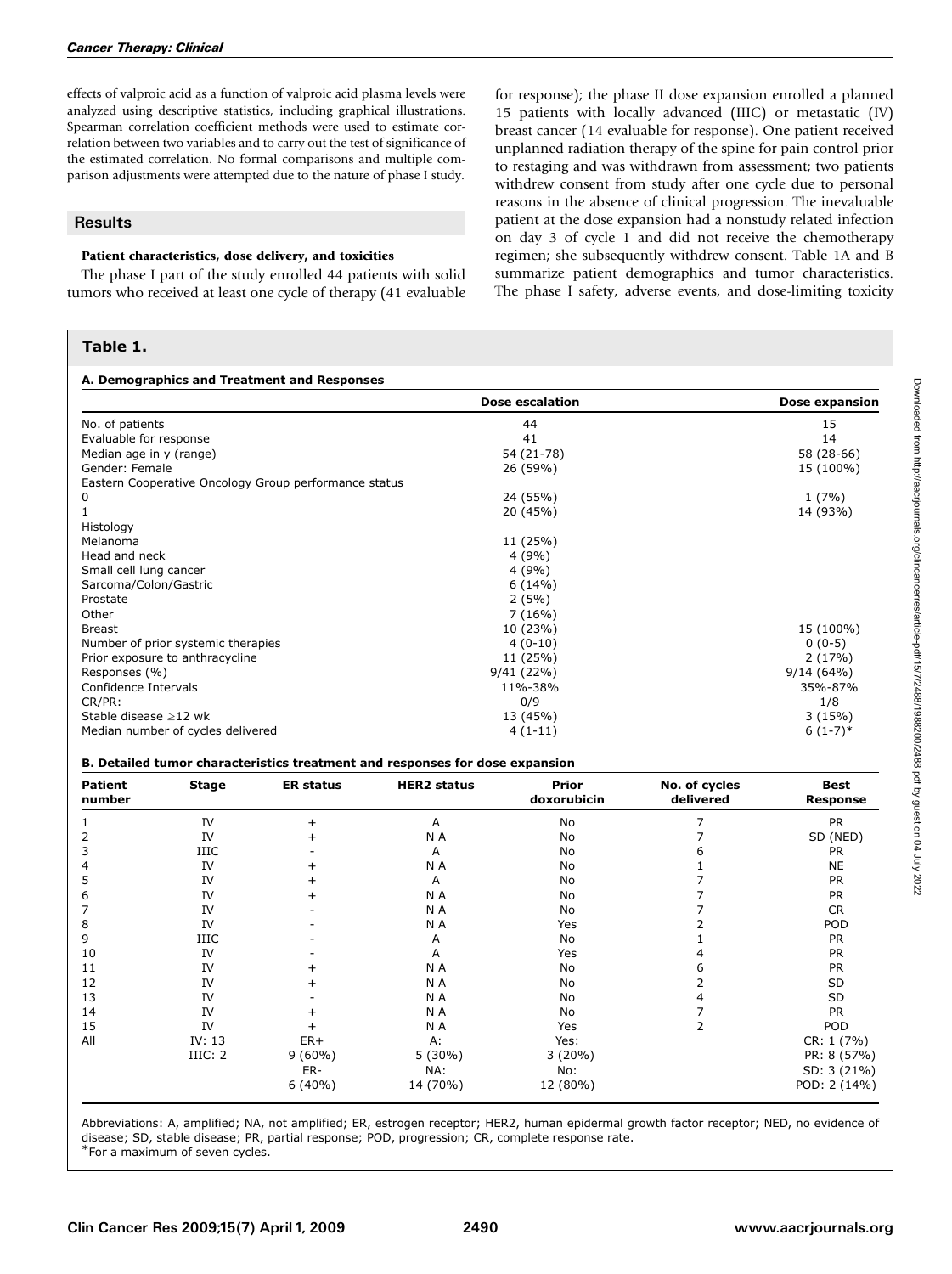effects of valproic acid as a function of valproic acid plasma levels were analyzed using descriptive statistics, including graphical illustrations. Spearman correlation coefficient methods were used to estimate correlation between two variables and to carry out the test of significance of the estimated correlation. No formal comparisons and multiple comparison adjustments were attempted due to the nature of phase I study.

## Results

### Patient characteristics, dose delivery, and toxicities

The phase I part of the study enrolled 44 patients with solid tumors who received at least one cycle of therapy (41 evaluable for response); the phase II dose expansion enrolled a planned 15 patients with locally advanced (IIIC) or metastatic (IV) breast cancer (14 evaluable for response). One patient received unplanned radiation therapy of the spine for pain control prior to restaging and was withdrawn from assessment; two patients withdrew consent from study after one cycle due to personal reasons in the absence of clinical progression. The inevaluable patient at the dose expansion had a nonstudy related infection on day 3 of cycle 1 and did not receive the chemotherapy regimen; she subsequently withdrew consent. Table 1A and B summarize patient demographics and tumor characteristics. The phase I safety, adverse events, and dose-limiting toxicity

**Table 1.**

**A. Demographics and Treatment and Responses**

| | Dose escalation | Dose expansion |
|---|---|---|
| No. of patients | 44 | 15 |
| Evaluable for response | 41 | 14 |
| Median age in y (range) | 54 (21-78) | 58 (28-66) |
| Gender: Female | 26 (59%) | 15 (100%) |
| Eastern Cooperative Oncology Group performance status | | |
| 0 | 24 (55%) | 1 (7%) |
| 1 | 20 (45%) | 14 (93%) |
| Histology | | |
| Melanoma | 11 (25%) | |
| Head and neck | 4 (9%) | |
| Small cell lung cancer | 4 (9%) | |
| Sarcoma/Colon/Gastric | 6 (14%) | |
| Prostate | 2 (5%) | |
| Other | 7 (16%) | |
| Breast | 10 (23%) | 15 (100%) |
| Number of prior systemic therapies | 4 (0-10) | 0 (0-5) |
| Prior exposure to anthracycline | 11 (25%) | 2 (17%) |
| Responses (%) | 9/41 (22%) | 9/14 (64%) |
| Confidence Intervals | 11%-38% | 35%-87% |
| CR/PR: | 0/9 | 1/8 |
| Stable disease ≥12 wk | 13 (45%) | 3 (15%) |
| Median number of cycles delivered | 4 (1-11) | 6 (1-7)* |

**B. Detailed tumor characteristics treatment and responses for dose expansion**

| Patient number | Stage | ER status | HER2 status | Prior doxorubicin | No. of cycles delivered | Best Response |
|---|---|---|---|---|---|---|
| 1 | IV | + | A | No | 7 | PR |
| 2 | IV | + | N A | No | 7 | SD (NED) |
| 3 | IIIC | - | A | No | 6 | PR |
| 4 | IV | + | N A | No | 1 | NE |
| 5 | IV | + | A | No | 7 | PR |
| 6 | IV | + | N A | No | 7 | PR |
| 7 | IV | - | N A | No | 7 | CR |
| 8 | IV | - | N A | Yes | 2 | POD |
| 9 | IIIC | - | A | No | 1 | PR |
| 10 | IV | - | A | Yes | 4 | PR |
| 11 | IV | + | N A | No | 6 | PR |
| 12 | IV | + | N A | No | 2 | SD |
| 13 | IV | - | N A | No | 4 | SD |
| 14 | IV | + | N A | No | 7 | PR |
| 15 | IV | + | N A | Yes | 2 | POD |
| All | IV: 13 | ER+ | A: | Yes: | | CR: 1 (7%) |
| | IIIC: 2 | 9 (60%) | 5 (30%) | 3 (20%) | | PR: 8 (57%) |
| | | ER- | NA: | No: | | SD: 3 (21%) |
| | | 6 (40%) | 14 (70%) | 12 (80%) | | POD: 2 (14%) |

Abbreviations: A, amplified; NA, not amplified; ER, estrogen receptor; HER2, human epidermal growth factor receptor; NED, no evidence of disease; SD, stable disease; PR, partial response; POD, progression; CR, complete response rate.
*For a maximum of seven cycles.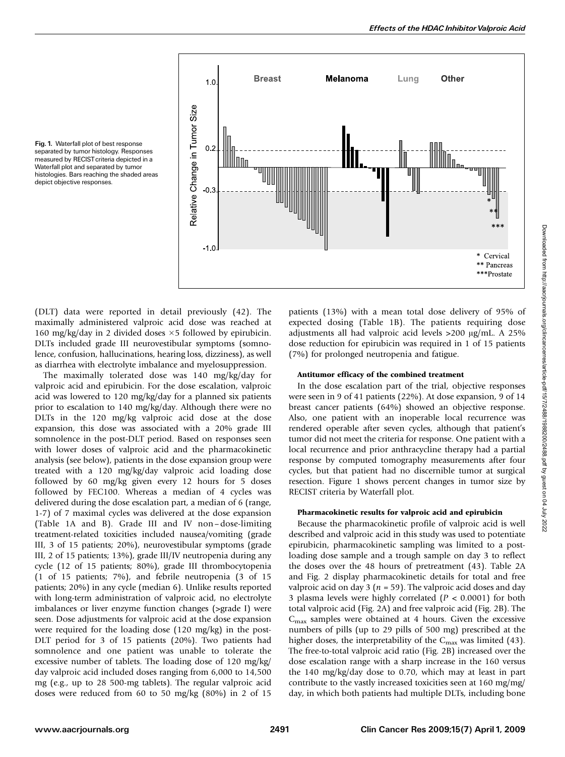Fig. 1. Waterfall plot of best response separated by tumor histology. Responses measured by RECIST criteria depicted in a Waterfall plot and separated by tumor histologies. Bars reaching the shaded areas depict objective responses.

(DLT) data were reported in detail previously (42). The maximally administered valproic acid dose was reached at 160 mg/kg/day in 2 divided doses ×5 followed by epirubicin. DLTs included grade III neurovestibular symptoms (somnolence, confusion, hallucinations, hearing loss, dizziness), as well as diarrhea with electrolyte imbalance and myelosuppression.

The maximally tolerated dose was 140 mg/kg/day for valproic acid and epirubicin. For the dose escalation, valproic acid was lowered to 120 mg/kg/day for a planned six patients prior to escalation to 140 mg/kg/day. Although there were no DLTs in the 120 mg/kg valproic acid dose at the dose expansion, this dose was associated with a 20% grade III somnolence in the post-DLT period. Based on responses seen with lower doses of valproic acid and the pharmacokinetic analysis (see below), patients in the dose expansion group were treated with a 120 mg/kg/day valproic acid loading dose followed by 60 mg/kg given every 12 hours for 5 doses followed by FEC100. Whereas a median of 4 cycles was delivered during the dose escalation part, a median of 6 (range, 1-7) of 7 maximal cycles was delivered at the dose expansion (Table 1A and B). Grade III and IV non–dose-limiting treatment-related toxicities included nausea/vomiting (grade III, 3 of 15 patients; 20%), neurovestibular symptoms (grade III, 2 of 15 patients; 13%), grade III/IV neutropenia during any cycle (12 of 15 patients; 80%), grade III thrombocytopenia (1 of 15 patients; 7%), and febrile neutropenia (3 of 15 patients; 20%) in any cycle (median 6). Unlike results reported with long-term administration of valproic acid, no electrolyte imbalances or liver enzyme function changes (>grade I) were seen. Dose adjustments for valproic acid at the dose expansion were required for the loading dose (120 mg/kg) in the post-DLT period for 3 of 15 patients (20%). Two patients had somnolence and one patient was unable to tolerate the excessive number of tablets. The loading dose of 120 mg/kg/day valproic acid included doses ranging from 6,000 to 14,500 mg (e.g., up to 28 500-mg tablets). The regular valproic acid doses were reduced from 60 to 50 mg/kg (80%) in 2 of 15 patients (13%) with a mean total dose delivery of 95% of expected dosing (Table 1B). The patients requiring dose adjustments all had valproic acid levels >200 μg/mL. A 25% dose reduction for epirubicin was required in 1 of 15 patients (7%) for prolonged neutropenia and fatigue.

#### Antitumor efficacy of the combined treatment

In the dose escalation part of the trial, objective responses were seen in 9 of 41 patients (22%). At dose expansion, 9 of 14 breast cancer patients (64%) showed an objective response. Also, one patient with an inoperable local recurrence was rendered operable after seven cycles, although that patient's tumor did not meet the criteria for response. One patient with a local recurrence and prior anthracycline therapy had a partial response by computed tomography measurements after four cycles, but that patient had no discernible tumor at surgical resection. Figure 1 shows percent changes in tumor size by RECIST criteria by Waterfall plot.

#### Pharmacokinetic results for valproic acid and epirubicin

Because the pharmacokinetic profile of valproic acid is well described and valproic acid in this study was used to potentiate epirubicin, pharmacokinetic sampling was limited to a post-loading dose sample and a trough sample on day 3 to reflect the doses over the 48 hours of pretreatment (43). Table 2A and Fig. 2 display pharmacokinetic details for total and free valproic acid on day 3 ($n$ = 59). The valproic acid doses and day 3 plasma levels were highly correlated ($P < 0.0001$) for both total valproic acid (Fig. 2A) and free valproic acid (Fig. 2B). The $C_{max}$ samples were obtained at 4 hours. Given the excessive numbers of pills (up to 29 pills of 500 mg) prescribed at the higher doses, the interpretability of the $C_{max}$ was limited (43). The free-to-total valproic acid ratio (Fig. 2B) increased over the dose escalation range with a sharp increase in the 160 versus the 140 mg/kg/day dose to 0.70, which may at least in part contribute to the vastly increased toxicities seen at 160 mg/mg/day, in which both patients had multiple DLTs, including bone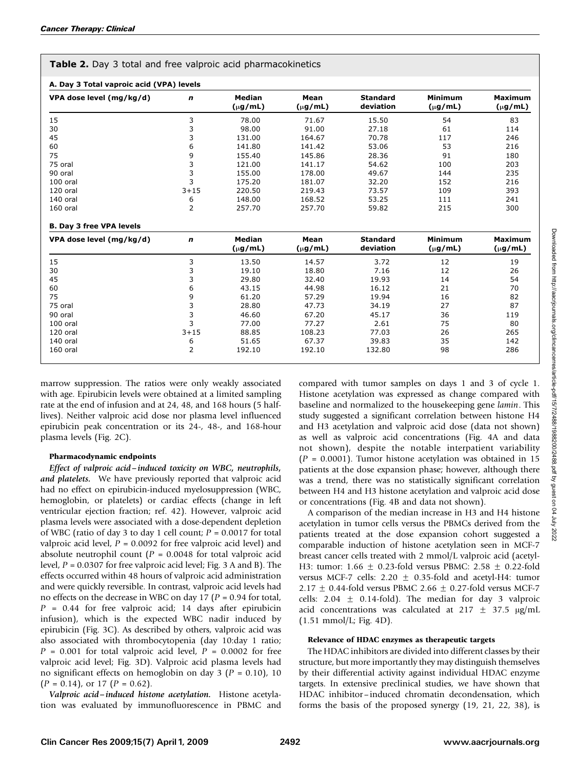**Table 2.** Day 3 total and free valproic acid pharmacokinetics

**A. Day 3 Total vaproic acid (VPA) levels**

| VPA dose level (mg/kg/d) | n | Median (μg/mL) | Mean (μg/mL) | Standard deviation | Minimum (μg/mL) | Maximum (μg/mL) |
|---|---|---|---|---|---|---|
| 15 | 3 | 78.00 | 71.67 | 15.50 | 54 | 83 |
| 30 | 3 | 98.00 | 91.00 | 27.18 | 61 | 114 |
| 45 | 3 | 131.00 | 164.67 | 70.78 | 117 | 246 |
| 60 | 6 | 141.80 | 141.42 | 53.06 | 53 | 216 |
| 75 | 9 | 155.40 | 145.86 | 28.36 | 91 | 180 |
| 75 oral | 3 | 121.00 | 141.17 | 54.62 | 100 | 203 |
| 90 oral | 3 | 155.00 | 178.00 | 49.67 | 144 | 235 |
| 100 oral | 3 | 175.20 | 181.07 | 32.20 | 152 | 216 |
| 120 oral | 3+15 | 220.50 | 219.43 | 73.57 | 109 | 393 |
| 140 oral | 6 | 148.00 | 168.52 | 53.25 | 111 | 241 |
| 160 oral | 2 | 257.70 | 257.70 | 59.82 | 215 | 300 |

**B. Day 3 free VPA levels**

| VPA dose level (mg/kg/d) | n | Median (μg/mL) | Mean (μg/mL) | Standard deviation | Minimum (μg/mL) | Maximum (μg/mL) |
|---|---|---|---|---|---|---|
| 15 | 3 | 13.50 | 14.57 | 3.72 | 12 | 19 |
| 30 | 3 | 19.10 | 18.80 | 7.16 | 12 | 26 |
| 45 | 3 | 29.80 | 32.40 | 19.93 | 14 | 54 |
| 60 | 6 | 43.15 | 44.98 | 16.12 | 21 | 70 |
| 75 | 9 | 61.20 | 57.29 | 19.94 | 16 | 82 |
| 75 oral | 3 | 28.80 | 47.73 | 34.19 | 27 | 87 |
| 90 oral | 3 | 46.60 | 67.20 | 45.17 | 36 | 119 |
| 100 oral | 3 | 77.00 | 77.27 | 2.61 | 75 | 80 |
| 120 oral | 3+15 | 88.85 | 108.23 | 77.03 | 26 | 265 |
| 140 oral | 6 | 51.65 | 67.37 | 39.83 | 35 | 142 |
| 160 oral | 2 | 192.10 | 192.10 | 132.80 | 98 | 286 |

marrow suppression. The ratios were only weakly associated with age. Epirubicin levels were obtained at a limited sampling rate at the end of infusion and at 24, 48, and 168 hours (5 half-lives). Neither valproic acid dose nor plasma level influenced epirubicin peak concentration or its 24-, 48-, and 168-hour plasma levels (Fig. 2C).

#### Pharmacodynamic endpoints

*Effect of valproic acid–induced toxicity on WBC, neutrophils, and platelets.* We have previously reported that valproic acid had no effect on epirubicin-induced myelosuppression (WBC, hemoglobin, or platelets) or cardiac effects (change in left ventricular ejection fraction; ref. 42). However, valproic acid plasma levels were associated with a dose-dependent depletion of WBC (ratio of day 3 to day 1 cell count; $P = 0.0017$ for total valproic acid level, $P = 0.0092$ for free valproic acid level) and absolute neutrophil count ($P = 0.0048$ for total valproic acid level, $P = 0.0307$ for free valproic acid level; Fig. 3 A and B). The effects occurred within 48 hours of valproic acid administration and were quickly reversible. In contrast, valproic acid levels had no effects on the decrease in WBC on day 17 ($P = 0.94$ for total, $P = 0.44$ for free valproic acid; 14 days after epirubicin infusion), which is the expected WBC nadir induced by epirubicin (Fig. 3C). As described by others, valproic acid was also associated with thrombocytopenia (day 10:day 1 ratio; $P = 0.001$ for total valproic acid level, $P = 0.0002$ for free valproic acid level; Fig. 3D). Valproic acid plasma levels had no significant effects on hemoglobin on day 3 ($P = 0.10$), 10 ($P = 0.14$), or 17 ($P = 0.62$).

*Valproic acid–induced histone acetylation.* Histone acetylation was evaluated by immunofluorescence in PBMC and compared with tumor samples on days 1 and 3 of cycle 1. Histone acetylation was expressed as change compared with baseline and normalized to the housekeeping gene *lamin*. This study suggested a significant correlation between histone H4 and H3 acetylation and valproic acid dose (data not shown) as well as valproic acid concentrations (Fig. 4A and data not shown), despite the notable interpatient variability ($P = 0.0001$). Tumor histone acetylation was obtained in 15 patients at the dose expansion phase; however, although there was a trend, there was no statistically significant correlation between H4 and H3 histone acetylation and valproic acid dose or concentrations (Fig. 4B and data not shown).

A comparison of the median increase in H3 and H4 histone acetylation in tumor cells versus the PBMCs derived from the patients treated at the dose expansion cohort suggested a comparable induction of histone acetylation seen in MCF-7 breast cancer cells treated with 2 mmol/L valproic acid (acetyl-H3: tumor: 1.66 ± 0.23-fold versus PBMC: 2.58 ± 0.22-fold versus MCF-7 cells: 2.20 ± 0.35-fold and acetyl-H4: tumor 2.17 ± 0.44-fold versus PBMC 2.66 ± 0.27-fold versus MCF-7 cells: 2.04 ± 0.14-fold). The median for day 3 valproic acid concentrations was calculated at 217 ± 37.5 μg/mL (1.51 mmol/L; Fig. 4D).

#### Relevance of HDAC enzymes as therapeutic targets

The HDAC inhibitors are divided into different classes by their structure, but more importantly they may distinguish themselves by their differential activity against individual HDAC enzyme targets. In extensive preclinical studies, we have shown that HDAC inhibitor–induced chromatin decondensation, which forms the basis of the proposed synergy (19, 21, 22, 38), is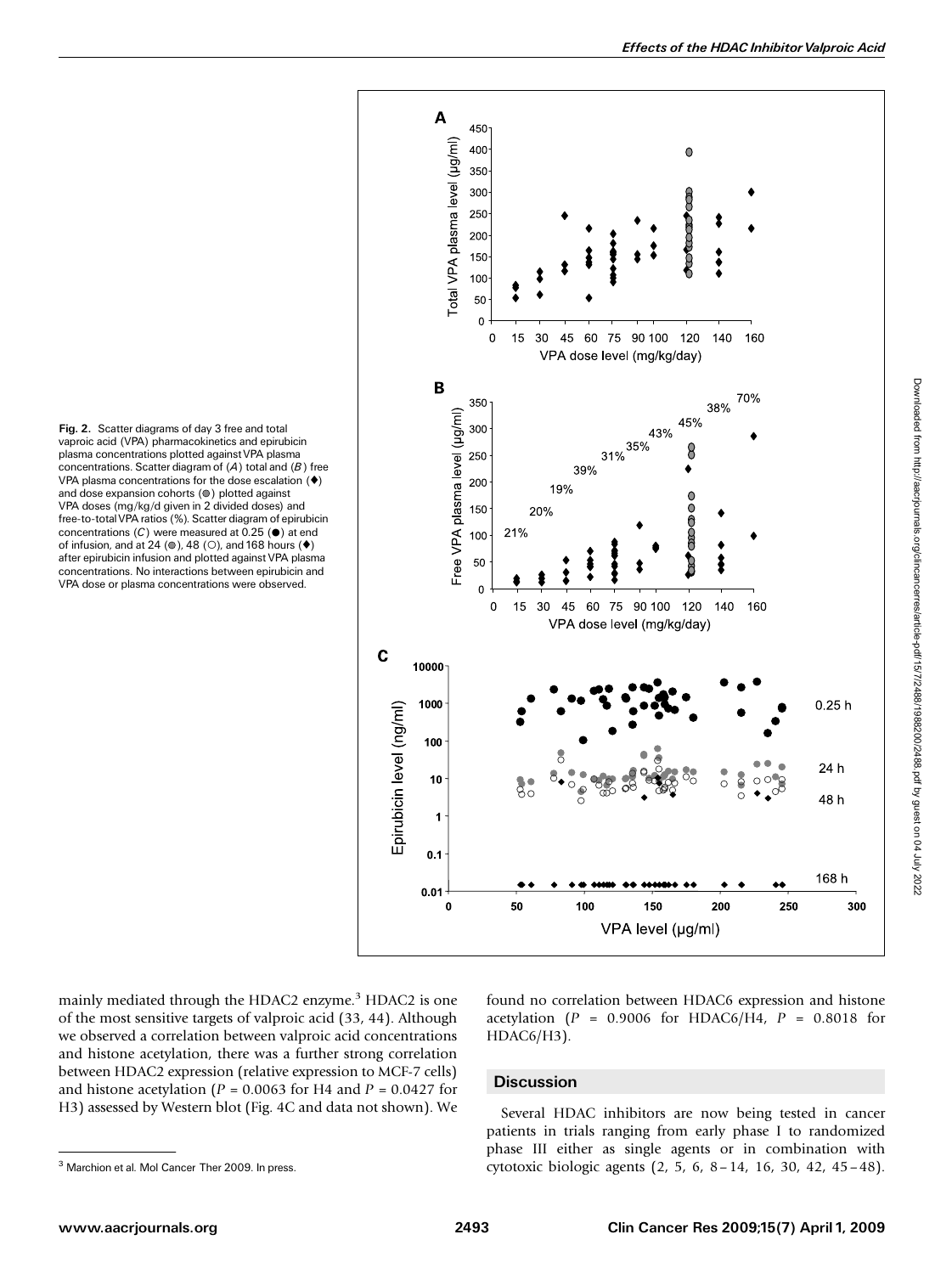Fig. 2. Scatter diagrams of day 3 free and total vaproic acid (VPA) pharmacokinetics and epirubicin plasma concentrations plotted against VPA plasma concentrations. Scatter diagram of (*A*) total and (*B*) free VPA plasma concentrations for the dose escalation (♦) and dose expansion cohorts (●) plotted against VPA doses (mg/kg/d given in 2 divided doses) and free-to-total VPA ratios (%). Scatter diagram of epirubicin concentrations (*C*) were measured at 0.25 (●) at end of infusion, and at 24 (●), 48 (○), and 168 hours (♦) after epirubicin infusion and plotted against VPA plasma concentrations. No interactions between epirubicin and VPA dose or plasma concentrations were observed.

mainly mediated through the HDAC2 enzyme.[3] HDAC2 is one of the most sensitive targets of valproic acid (33, 44). Although we observed a correlation between valproic acid concentrations and histone acetylation, there was a further strong correlation between HDAC2 expression (relative expression to MCF-7 cells) and histone acetylation ($P$ = 0.0063 for H4 and $P$ = 0.0427 for H3) assessed by Western blot (Fig. 4C and data not shown). We found no correlation between HDAC6 expression and histone acetylation ($P$ = 0.9006 for HDAC6/H4, $P$ = 0.8018 for HDAC6/H3).

## Discussion

Several HDAC inhibitors are now being tested in cancer patients in trials ranging from early phase I to randomized phase III either as single agents or in combination with cytotoxic biologic agents (2, 5, 6, 8–14, 16, 30, 42, 45–48).

[3] Marchion et al. Mol Cancer Ther 2009. In press.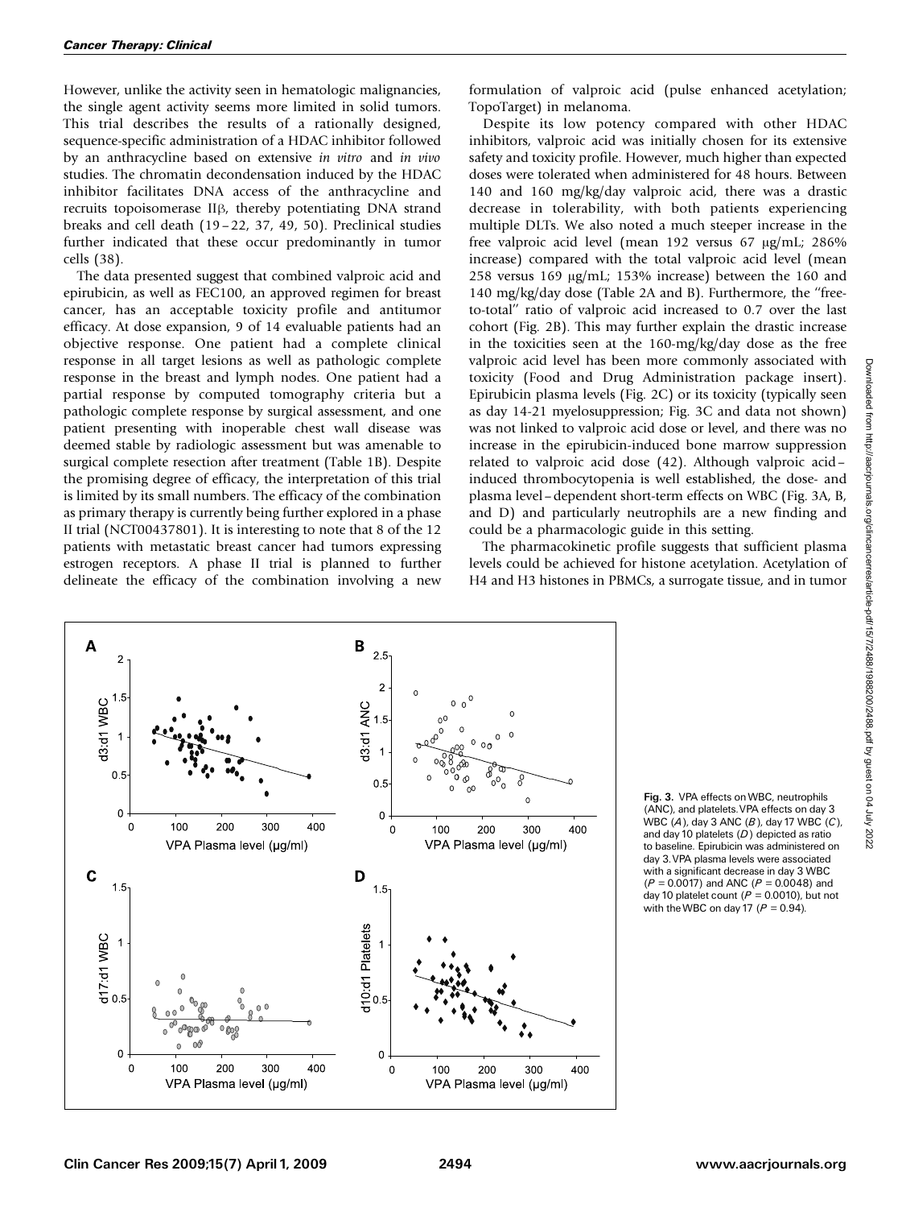However, unlike the activity seen in hematologic malignancies, the single agent activity seems more limited in solid tumors. This trial describes the results of a rationally designed, sequence-specific administration of a HDAC inhibitor followed by an anthracycline based on extensive *in vitro* and *in vivo* studies. The chromatin decondensation induced by the HDAC inhibitor facilitates DNA access of the anthracycline and recruits topoisomerase IIβ, thereby potentiating DNA strand breaks and cell death (19–22, 37, 49, 50). Preclinical studies further indicated that these occur predominantly in tumor cells (38).

The data presented suggest that combined valproic acid and epirubicin, as well as FEC100, an approved regimen for breast cancer, has an acceptable toxicity profile and antitumor efficacy. At dose expansion, 9 of 14 evaluable patients had an objective response. One patient had a complete clinical response in all target lesions as well as pathologic complete response in the breast and lymph nodes. One patient had a partial response by computed tomography criteria but a pathologic complete response by surgical assessment, and one patient presenting with inoperable chest wall disease was deemed stable by radiologic assessment but was amenable to surgical complete resection after treatment (Table 1B). Despite the promising degree of efficacy, the interpretation of this trial is limited by its small numbers. The efficacy of the combination as primary therapy is currently being further explored in a phase II trial (NCT00437801). It is interesting to note that 8 of the 12 patients with metastatic breast cancer had tumors expressing estrogen receptors. A phase II trial is planned to further delineate the efficacy of the combination involving a new formulation of valproic acid (pulse enhanced acetylation; TopoTarget) in melanoma.

Despite its low potency compared with other HDAC inhibitors, valproic acid was initially chosen for its extensive safety and toxicity profile. However, much higher than expected doses were tolerated when administered for 48 hours. Between 140 and 160 mg/kg/day valproic acid, there was a drastic decrease in tolerability, with both patients experiencing multiple DLTs. We also noted a much steeper increase in the free valproic acid level (mean 192 versus 67 μg/mL; 286% increase) compared with the total valproic acid level (mean 258 versus 169 μg/mL; 153% increase) between the 160 and 140 mg/kg/day dose (Table 2A and B). Furthermore, the "free-to-total" ratio of valproic acid increased to 0.7 over the last cohort (Fig. 2B). This may further explain the drastic increase in the toxicities seen at the 160-mg/kg/day dose as the free valproic acid level has been more commonly associated with toxicity (Food and Drug Administration package insert). Epirubicin plasma levels (Fig. 2C) or its toxicity (typically seen as day 14-21 myelosuppression; Fig. 3C and data not shown) was not linked to valproic acid dose or level, and there was no increase in the epirubicin-induced bone marrow suppression related to valproic acid dose (42). Although valproic acid–induced thrombocytopenia is well established, the dose- and plasma level–dependent short-term effects on WBC (Fig. 3A, B, and D) and particularly neutrophils are a new finding and could be a pharmacologic guide in this setting.

The pharmacokinetic profile suggests that sufficient plasma levels could be achieved for histone acetylation. Acetylation of H4 and H3 histones in PBMCs, a surrogate tissue, and in tumor

**Fig. 3.** VPA effects on WBC, neutrophils (ANC), and platelets. VPA effects on day 3 WBC (*A*), day 3 ANC (*B*), day 17 WBC (*C*), and day 10 platelets (*D*) depicted as ratio to baseline. Epirubicin was administered on day 3. VPA plasma levels were associated with a significant decrease in day 3 WBC ($P = 0.0017$) and ANC ($P = 0.0048$) and day 10 platelet count ($P = 0.0010$), but not with the WBC on day 17 ($P = 0.94$).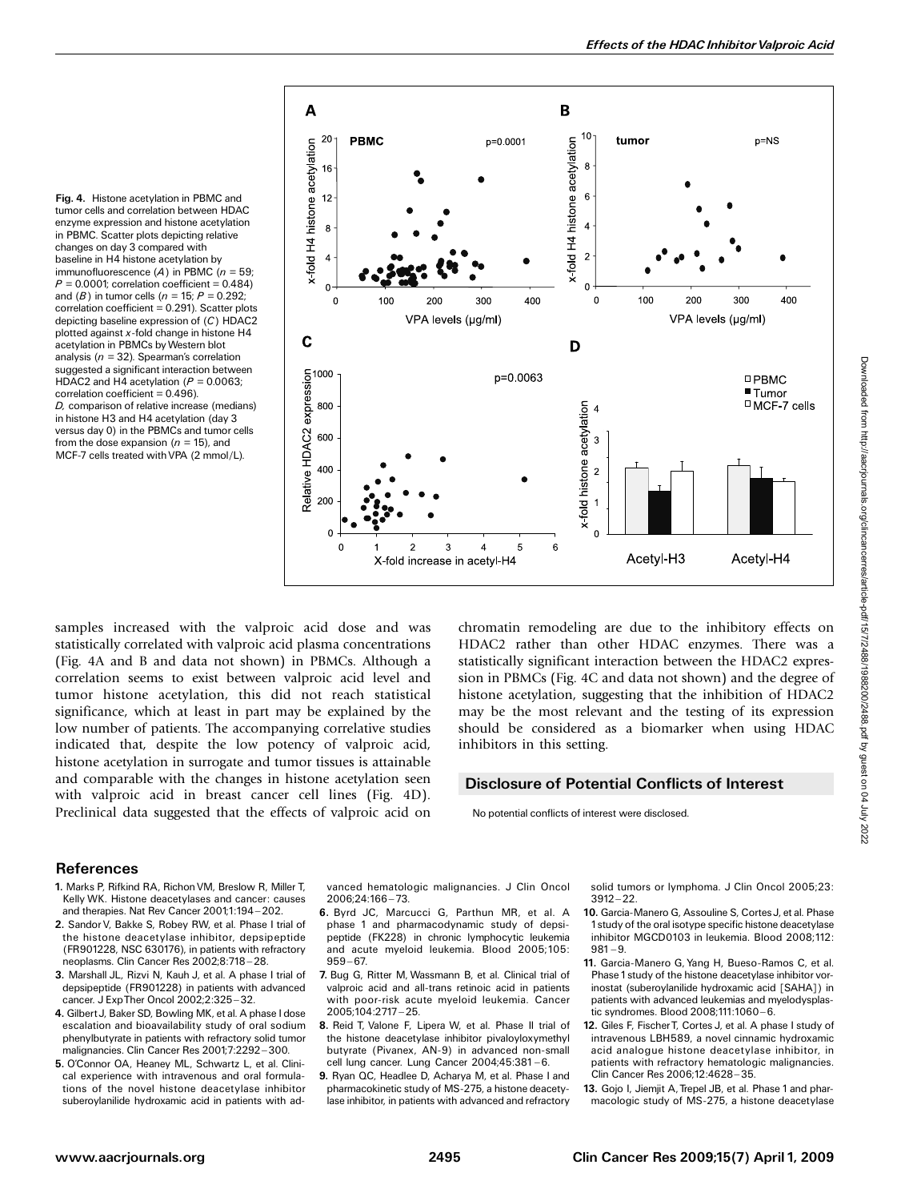**Fig. 4.** Histone acetylation in PBMC and tumor cells and correlation between HDAC enzyme expression and histone acetylation in PBMC. Scatter plots depicting relative changes on day 3 compared with baseline in H4 histone acetylation by immunofluorescence (*A*) in PBMC ($n = 59$; $P = 0.0001$; correlation coefficient = 0.484) and (*B*) in tumor cells ($n = 15$; $P = 0.292$; correlation coefficient = 0.291). Scatter plots depicting baseline expression of (*C*) HDAC2 plotted against *x*-fold change in histone H4 acetylation in PBMCs by Western blot analysis ($n = 32$). Spearman's correlation suggested a significant interaction between HDAC2 and H4 acetylation ($P = 0.0063$; correlation coefficient = 0.496). *D*, comparison of relative increase (medians) in histone H3 and H4 acetylation (day 3 versus day 0) in the PBMCs and tumor cells from the dose expansion ($n = 15$), and MCF-7 cells treated with VPA (2 mmol/L).

samples increased with the valproic acid dose and was statistically correlated with valproic acid plasma concentrations (Fig. 4A and B and data not shown) in PBMCs. Although a correlation seems to exist between valproic acid level and tumor histone acetylation, this did not reach statistical significance, which at least in part may be explained by the low number of patients. The accompanying correlative studies indicated that, despite the low potency of valproic acid, histone acetylation in surrogate and tumor tissues is attainable and comparable with the changes in histone acetylation seen with valproic acid in breast cancer cell lines (Fig. 4D). Preclinical data suggested that the effects of valproic acid on chromatin remodeling are due to the inhibitory effects on HDAC2 rather than other HDAC enzymes. There was a statistically significant interaction between the HDAC2 expression in PBMCs (Fig. 4C and data not shown) and the degree of histone acetylation, suggesting that the inhibition of HDAC2 may be the most relevant and the testing of its expression should be considered as a biomarker when using HDAC inhibitors in this setting.

## Disclosure of Potential Conflicts of Interest

No potential conflicts of interest were disclosed.

## References

1. Marks P, Rifkind RA, Richon VM, Breslow R, Miller T, Kelly WK. Histone deacetylases and cancer: causes and therapies. Nat Rev Cancer 2001;1:194–202.
2. Sandor V, Bakke S, Robey RW, et al. Phase I trial of the histone deacetylase inhibitor, depsipeptide (FR901228, NSC 630176), in patients with refractory neoplasms. Clin Cancer Res 2002;8:718–28.
3. Marshall JL, Rizvi N, Kauh J, et al. A phase I trial of depsipeptide (FR901228) in patients with advanced cancer. J Exp Ther Oncol 2002;2:325–32.
4. Gilbert J, Baker SD, Bowling MK, et al. A phase I dose escalation and bioavailability study of oral sodium phenylbutyrate in patients with refractory solid tumor malignancies. Clin Cancer Res 2001;7:2292–300.
5. O'Connor OA, Heaney ML, Schwartz L, et al. Clinical experience with intravenous and oral formulations of the novel histone deacetylase inhibitor suberoylanilide hydroxamic acid in patients with advanced hematologic malignancies. J Clin Oncol 2006;24:166–73.
6. Byrd JC, Marcucci G, Parthun MR, et al. A phase 1 and pharmacodynamic study of depsipeptide (FK228) in chronic lymphocytic leukemia and acute myeloid leukemia. Blood 2005;105:959–67.
7. Bug G, Ritter M, Wassmann B, et al. Clinical trial of valproic acid and all-trans retinoic acid in patients with poor-risk acute myeloid leukemia. Cancer 2005;104:2717–25.
8. Reid T, Valone F, Lipera W, et al. Phase II trial of the histone deacetylase inhibitor pivaloyloxymethyl butyrate (Pivanex, AN-9) in advanced non-small cell lung cancer. Lung Cancer 2004;45:381–6.
9. Ryan QC, Headlee D, Acharya M, et al. Phase I and pharmacokinetic study of MS-275, a histone deacetylase inhibitor, in patients with advanced and refractory solid tumors or lymphoma. J Clin Oncol 2005;23:3912–22.
10. Garcia-Manero G, Assouline S, Cortes J, et al. Phase 1 study of the oral isotype specific histone deacetylase inhibitor MGCD0103 in leukemia. Blood 2008;112:981–9.
11. Garcia-Manero G, Yang H, Bueso-Ramos C, et al. Phase 1 study of the histone deacetylase inhibitor vorinostat (suberoylanilide hydroxamic acid [SAHA]) in patients with advanced leukemias and myelodysplastic syndromes. Blood 2008;111:1060–6.
12. Giles F, Fischer T, Cortes J, et al. A phase I study of intravenous LBH589, a novel cinnamic hydroxamic acid analogue histone deacetylase inhibitor, in patients with refractory hematologic malignancies. Clin Cancer Res 2006;12:4628–35.
13. Gojo I, Jiemjit A, Trepel JB, et al. Phase 1 and pharmacologic study of MS-275, a histone deacetylase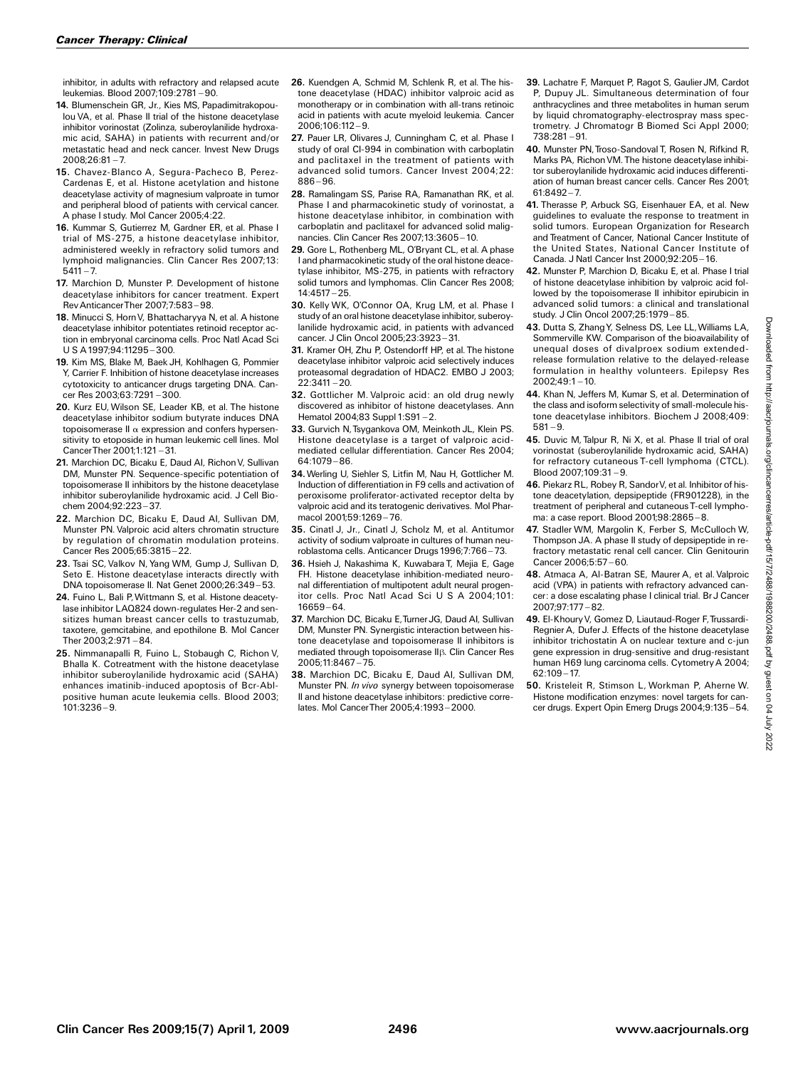inhibitor, in adults with refractory and relapsed acute leukemias. Blood 2007;109:2781 – 90.

14. Blumenschein GR, Jr., Kies MS, Papadimitrakopoulou VA, et al. Phase II trial of the histone deacetylase inhibitor vorinostat (Zolinza, suberoylanilide hydroxamic acid, SAHA) in patients with recurrent and/or metastatic head and neck cancer. Invest New Drugs 2008;26:81 – 7.

15. Chavez-Blanco A, Segura-Pacheco B, Perez-Cardenas E, et al. Histone acetylation and histone deacetylase activity of magnesium valproate in tumor and peripheral blood of patients with cervical cancer. A phase I study. Mol Cancer 2005;4:22.

16. Kummar S, Gutierrez M, Gardner ER, et al. Phase I trial of MS-275, a histone deacetylase inhibitor, administered weekly in refractory solid tumors and lymphoid malignancies. Clin Cancer Res 2007;13: 5411 – 7.

17. Marchion D, Munster P. Development of histone deacetylase inhibitors for cancer treatment. Expert Rev Anticancer Ther 2007;7:583 – 98.

18. Minucci S, Horn V, Bhattacharyya N, et al. A histone deacetylase inhibitor potentiates retinoid receptor action in embryonal carcinoma cells. Proc Natl Acad Sci U S A 1997;94:11295 – 300.

19. Kim MS, Blake M, Baek JH, Kohlhagen G, Pommier Y, Carrier F. Inhibition of histone deacetylase increases cytotoxicity to anticancer drugs targeting DNA. Cancer Res 2003;63:7291 – 300.

20. Kurz EU, Wilson SE, Leader KB, et al. The histone deacetylase inhibitor sodium butyrate induces DNA topoisomerase II α expression and confers hypersensitivity to etoposide in human leukemic cell lines. Mol Cancer Ther 2001;1:121 – 31.

21. Marchion DC, Bicaku E, Daud AI, Richon V, Sullivan DM, Munster PN. Sequence-specific potentiation of topoisomerase II inhibitors by the histone deacetylase inhibitor suberoylanilide hydroxamic acid. J Cell Biochem 2004;92:223 – 37.

22. Marchion DC, Bicaku E, Daud AI, Sullivan DM, Munster PN. Valproic acid alters chromatin structure by regulation of chromatin modulation proteins. Cancer Res 2005;65:3815 – 22.

23. Tsai SC, Valkov N, Yang WM, Gump J, Sullivan D, Seto E. Histone deacetylase interacts directly with DNA topoisomerase II. Nat Genet 2000;26:349 – 53.

24. Fuino L, Bali P, Wittmann S, et al. Histone deacetylase inhibitor LAQ824 down-regulates Her-2 and sensitizes human breast cancer cells to trastuzumab, taxotere, gemcitabine, and epothilone B. Mol Cancer Ther 2003;2:971 – 84.

25. Nimmanapalli R, Fuino L, Stobaugh C, Richon V, Bhalla K. Cotreatment with the histone deacetylase inhibitor suberoylanilide hydroxamic acid (SAHA) enhances imatinib-induced apoptosis of Bcr-Abl-positive human acute leukemia cells. Blood 2003; 101:3236 – 9.

26. Kuendgen A, Schmid M, Schlenk R, et al. The histone deacetylase (HDAC) inhibitor valproic acid as monotherapy or in combination with all-trans retinoic acid in patients with acute myeloid leukemia. Cancer 2006;106:112 – 9.

27. Pauer LR, Olivares J, Cunningham C, et al. Phase I study of oral CI-994 in combination with carboplatin and paclitaxel in the treatment of patients with advanced solid tumors. Cancer Invest 2004;22: 886 – 96.

28. Ramalingam SS, Parise RA, Ramanathan RK, et al. Phase I and pharmacokinetic study of vorinostat, a histone deacetylase inhibitor, in combination with carboplatin and paclitaxel for advanced solid malignancies. Clin Cancer Res 2007;13:3605 – 10.

29. Gore L, Rothenberg ML, O'Bryant CL, et al. A phase I and pharmacokinetic study of the oral histone deacetylase inhibitor, MS-275, in patients with refractory solid tumors and lymphomas. Clin Cancer Res 2008; 14:4517 – 25.

30. Kelly WK, O'Connor OA, Krug LM, et al. Phase I study of an oral histone deacetylase inhibitor, suberoylanilide hydroxamic acid, in patients with advanced cancer. J Clin Oncol 2005;23:3923 – 31.

31. Kramer OH, Zhu P, Ostendorff HP, et al. The histone deacetylase inhibitor valproic acid selectively induces proteasomal degradation of HDAC2. EMBO J 2003; 22:3411 – 20.

32. Gottlicher M. Valproic acid: an old drug newly discovered as inhibitor of histone deacetylases. Ann Hematol 2004;83 Suppl 1:S91 – 2.

33. Gurvich N, Tsygankova OM, Meinkoth JL, Klein PS. Histone deacetylase is a target of valproic acid-mediated cellular differentiation. Cancer Res 2004; 64:1079 – 86.

34. Werling U, Siehler S, Litfin M, Nau H, Gottlicher M. Induction of differentiation in F9 cells and activation of peroxisome proliferator-activated receptor delta by valproic acid and its teratogenic derivatives. Mol Pharmacol 2001;59:1269 – 76.

35. Cinatl J, Jr., Cinatl J, Scholz M, et al. Antitumor activity of sodium valproate in cultures of human neuroblastoma cells. Anticancer Drugs 1996;7:766 – 73.

36. Hsieh J, Nakashima K, Kuwabara T, Mejia E, Gage FH. Histone deacetylase inhibition-mediated neuronal differentiation of multipotent adult neural progenitor cells. Proc Natl Acad Sci U S A 2004;101: 16659 – 64.

37. Marchion DC, Bicaku E, Turner JG, Daud AI, Sullivan DM, Munster PN. Synergistic interaction between histone deacetylase and topoisomerase II inhibitors is mediated through topoisomerase IIβ. Clin Cancer Res 2005;11:8467 – 75.

38. Marchion DC, Bicaku E, Daud AI, Sullivan DM, Munster PN. *In vivo* synergy between topoisomerase II and histone deacetylase inhibitors: predictive correlates. Mol Cancer Ther 2005;4:1993 – 2000.

39. Lachatre F, Marquet P, Ragot S, Gaulier JM, Cardot P, Dupuy JL. Simultaneous determination of four anthracyclines and three metabolites in human serum by liquid chromatography-electrospray mass spectrometry. J Chromatogr B Biomed Sci Appl 2000; 738:281 – 91.

40. Munster PN, Troso-Sandoval T, Rosen N, Rifkind R, Marks PA, Richon VM. The histone deacetylase inhibitor suberoylanilide hydroxamic acid induces differentiation of human breast cancer cells. Cancer Res 2001; 61:8492 – 7.

41. Therasse P, Arbuck SG, Eisenhauer EA, et al. New guidelines to evaluate the response to treatment in solid tumors. European Organization for Research and Treatment of Cancer, National Cancer Institute of the United States, National Cancer Institute of Canada. J Natl Cancer Inst 2000;92:205 – 16.

42. Munster P, Marchion D, Bicaku E, et al. Phase I trial of histone deacetylase inhibition by valproic acid followed by the topoisomerase II inhibitor epirubicin in advanced solid tumors: a clinical and translational study. J Clin Oncol 2007;25:1979 – 85.

43. Dutta S, Zhang Y, Selness DS, Lee LL, Williams LA, Sommerville KW. Comparison of the bioavailability of unequal doses of divalproex sodium extended-release formulation relative to the delayed-release formulation in healthy volunteers. Epilepsy Res 2002;49:1 – 10.

44. Khan N, Jeffers M, Kumar S, et al. Determination of the class and isoform selectivity of small-molecule histone deacetylase inhibitors. Biochem J 2008;409: 581 – 9.

45. Duvic M, Talpur R, Ni X, et al. Phase II trial of oral vorinostat (suberoylanilide hydroxamic acid, SAHA) for refractory cutaneous T-cell lymphoma (CTCL). Blood 2007;109:31 – 9.

46. Piekarz RL, Robey R, Sandor V, et al. Inhibitor of histone deacetylation, depsipeptide (FR901228), in the treatment of peripheral and cutaneous T-cell lymphoma: a case report. Blood 2001;98:2865 – 8.

47. Stadler WM, Margolin K, Ferber S, McCulloch W, Thompson JA. A phase II study of depsipeptide in refractory metastatic renal cell cancer. Clin Genitourin Cancer 2006;5:57 – 60.

48. Atmaca A, Al-Batran SE, Maurer A, et al. Valproic acid (VPA) in patients with refractory advanced cancer: a dose escalating phase I clinical trial. Br J Cancer 2007;97:177 – 82.

49. El-Khoury V, Gomez D, Liautaud-Roger F, Trussardi-Regnier A, Dufer J. Effects of the histone deacetylase inhibitor trichostatin A on nuclear texture and c-jun gene expression in drug-sensitive and drug-resistant human H69 lung carcinoma cells. Cytometry A 2004; 62:109 – 17.

50. Kristeleit R, Stimson L, Workman P, Aherne W. Histone modification enzymes: novel targets for cancer drugs. Expert Opin Emerg Drugs 2004;9:135 – 54.